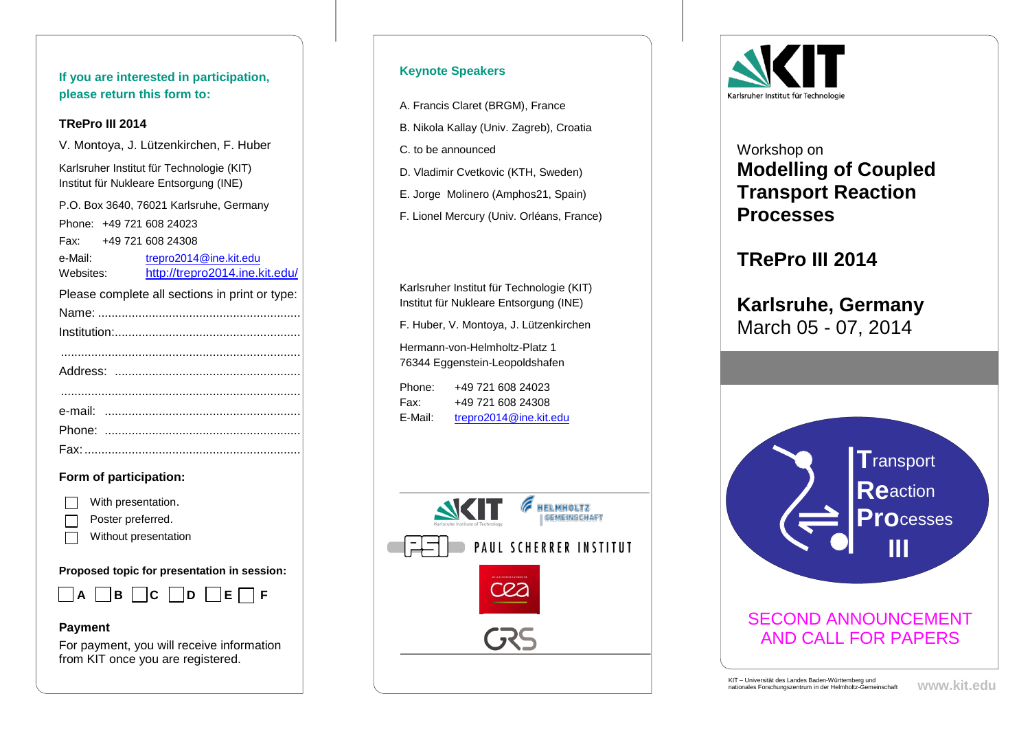**If you are interested in participation, please return this form to:**

**TRePro III 2014**

V. Montoya, J. Lützenkirchen, F. Huber

Karlsruher Institut für Technologie (KIT)
Institut für Nukleare Entsorgung (INE)

P.O. Box 3640, 76021 Karlsruhe, Germany

Phone: +49 721 608 24023

Fax: +49 721 608 24308

e-Mail: trepro2014@ine.kit.edu
Websites: http://trepro2014.ine.kit.edu/

Please complete all sections in print or type:

Name: ............................................................

Institution:.......................................................

.......................................................................

Address: .......................................................

.......................................................................

e-mail: ..........................................................

Phone: ..........................................................

Fax: ................................................................

**Form of participation:**

- ☐ With presentation.
- ☐ Poster preferred.
- ☐ Without presentation

**Proposed topic for presentation in session:**

☐ A ☐ B ☐ C ☐ D ☐ E ☐ F

**Payment**

For payment, you will receive information from KIT once you are registered.

## Keynote Speakers

A. Francis Claret (BRGM), France

B. Nikola Kallay (Univ. Zagreb), Croatia

C. to be announced

D. Vladimir Cvetkovic (KTH, Sweden)

E. Jorge Molinero (Amphos21, Spain)

F. Lionel Mercury (Univ. Orléans, France)

Karlsruher Institut für Technologie (KIT)
Institut für Nukleare Entsorgung (INE)

F. Huber, V. Montoya, J. Lützenkirchen

Hermann-von-Helmholtz-Platz 1
76344 Eggenstein-Leopoldshafen

Phone: +49 721 608 24023
Fax: +49 721 608 24308
E-Mail: trepro2014@ine.kit.edu

KIT – Karlsruhe Institute of Technology | HELMHOLTZ GEMEINSCHAFT | PSI PAUL SCHERRER INSTITUT | cea | GRS

KIT – Karlsruher Institut für Technologie

Workshop on
# Modelling of Coupled Transport Reaction Processes

## TRePro III 2014

## Karlsruhe, Germany
March 05 - 07, 2014

Transport Reaction Processes III

SECOND ANNOUNCEMENT AND CALL FOR PAPERS

KIT – Universität des Landes Baden-Württemberg und nationales Forschungszentrum in der Helmholtz-Gemeinschaft

www.kit.edu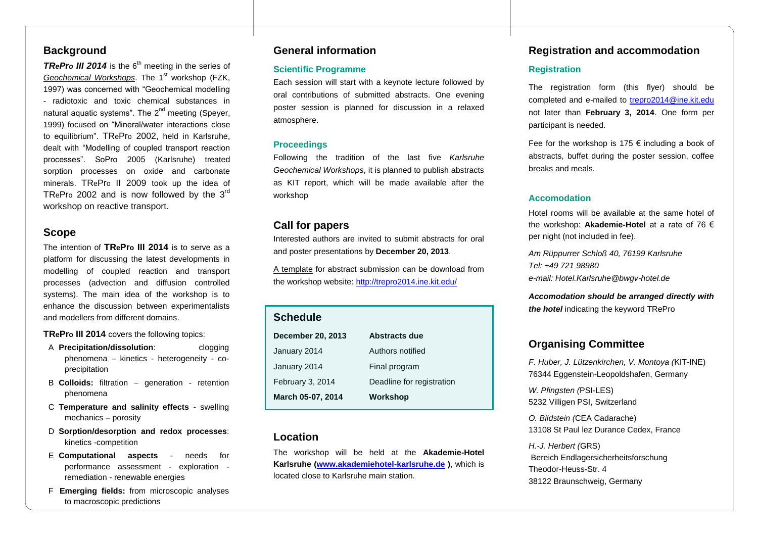## Background

***TRePro III 2014*** is the 6th meeting in the series of *Geochemical Workshops*. The 1st workshop (FZK, 1997) was concerned with "Geochemical modelling - radiotoxic and toxic chemical substances in natural aquatic systems". The 2nd meeting (Speyer, 1999) focused on "Mineral/water interactions close to equilibrium". TRePro 2002, held in Karlsruhe, dealt with "Modelling of coupled transport reaction processes". SoPro 2005 (Karlsruhe) treated sorption processes on oxide and carbonate minerals. TRePro II 2009 took up the idea of TRePro 2002 and is now followed by the 3rd workshop on reactive transport.

## Scope

The intention of **TRePro III 2014** is to serve as a platform for discussing the latest developments in modelling of coupled reaction and transport processes (advection and diffusion controlled systems). The main idea of the workshop is to enhance the discussion between experimentalists and modellers from different domains.

**TRePro III 2014** covers the following topics:

- A **Precipitation/dissolution**: clogging phenomena – kinetics - heterogeneity - co-precipitation
- B **Colloids:** filtration – generation - retention phenomena
- C **Temperature and salinity effects** - swelling mechanics – porosity
- D **Sorption/desorption and redox processes**: kinetics -competition
- E **Computational aspects** - needs for performance assessment - exploration - remediation - renewable energies
- F **Emerging fields:** from microscopic analyses to macroscopic predictions

## General information

### Scientific Programme

Each session will start with a keynote lecture followed by oral contributions of submitted abstracts. One evening poster session is planned for discussion in a relaxed atmosphere.

### Proceedings

Following the tradition of the last five *Karlsruhe Geochemical Workshops*, it is planned to publish abstracts as KIT report, which will be made available after the workshop

## Call for papers

Interested authors are invited to submit abstracts for oral and poster presentations by **December 20, 2013**.

A template for abstract submission can be download from the workshop website: http://trepro2014.ine.kit.edu/

## Schedule

| | |
|---|---|
| **December 20, 2013** | **Abstracts due** |
| January 2014 | Authors notified |
| January 2014 | Final program |
| February 3, 2014 | Deadline for registration |
| **March 05-07, 2014** | **Workshop** |

## Location

The workshop will be held at the **Akademie-Hotel Karlsruhe (www.akademiehotel-karlsruhe.de )**, which is located close to Karlsruhe main station.

## Registration and accommodation

### Registration

The registration form (this flyer) should be completed and e-mailed to trepro2014@ine.kit.edu not later than **February 3, 2014**. One form per participant is needed.

Fee for the workshop is 175 € including a book of abstracts, buffet during the poster session, coffee breaks and meals.

### Accomodation

Hotel rooms will be available at the same hotel of the workshop: **Akademie-Hotel** at a rate of 76 € per night (not included in fee).

*Am Rüppurrer Schloß 40, 76199 Karlsruhe*
*Tel: +49 721 98980*
*e-mail: Hotel.Karlsruhe@bwgv-hotel.de*

***Accomodation should be arranged directly with the hotel*** indicating the keyword TRePro

## Organising Committee

*F. Huber, J. Lützenkirchen, V. Montoya (*KIT-INE)
76344 Eggenstein-Leopoldshafen, Germany

*W. Pfingsten (*PSI-LES)
5232 Villigen PSI, Switzerland

*O. Bildstein (*CEA Cadarache)
13108 St Paul lez Durance Cedex, France

*H.-J. Herbert (*GRS)
Bereich Endlagersicherheitsforschung
Theodor-Heuss-Str. 4
38122 Braunschweig, Germany